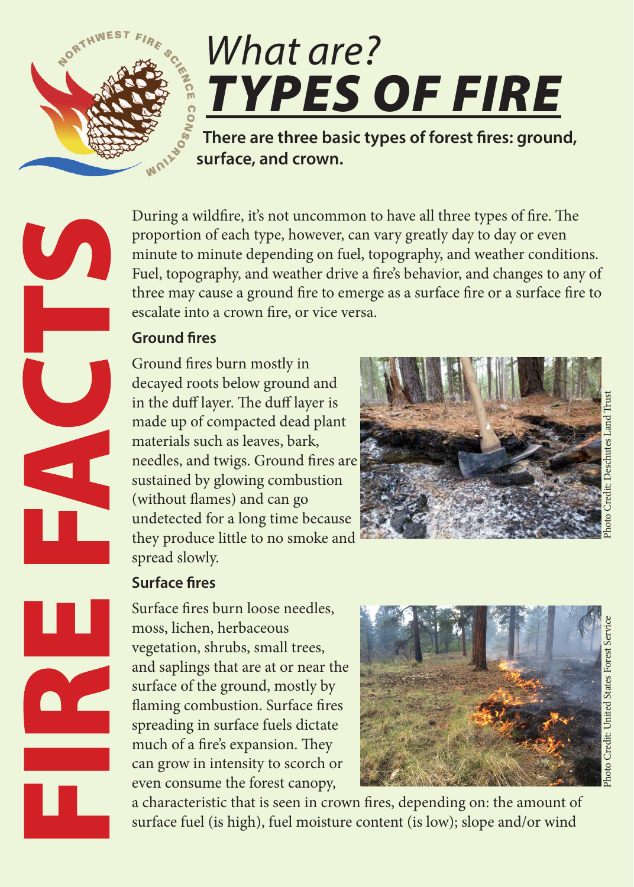NORTHWEST FIRE SCIENCE CONSORTIUM

# *What are?* ***TYPES OF FIRE***

**There are three basic types of forest fires: ground, surface, and crown.**

FIRE FACTS

During a wildfire, it's not uncommon to have all three types of fire. The proportion of each type, however, can vary greatly day to day or even minute to minute depending on fuel, topography, and weather conditions. Fuel, topography, and weather drive a fire's behavior, and changes to any of three may cause a ground fire to emerge as a surface fire or a surface fire to escalate into a crown fire, or vice versa.

## Ground fires

Ground fires burn mostly in decayed roots below ground and in the duff layer. The duff layer is made up of compacted dead plant materials such as leaves, bark, needles, and twigs. Ground fires are sustained by glowing combustion (without flames) and can go undetected for a long time because they produce little to no smoke and spread slowly.

Photo Credit: Deschutes Land Trust

## Surface fires

Surface fires burn loose needles, moss, lichen, herbaceous vegetation, shrubs, small trees, and saplings that are at or near the surface of the ground, mostly by flaming combustion. Surface fires spreading in surface fuels dictate much of a fire's expansion. They can grow in intensity to scorch or even consume the forest canopy, a characteristic that is seen in crown fires, depending on: the amount of surface fuel (is high), fuel moisture content (is low); slope and/or wind

Photo Credit: United States Forest Service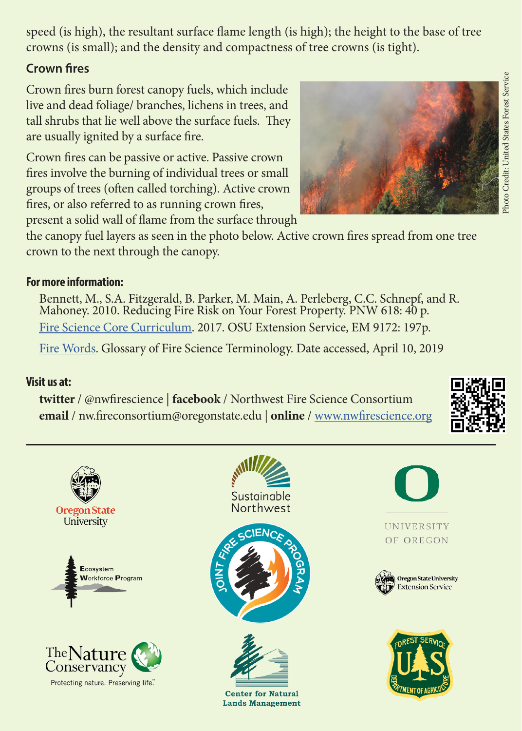speed (is high), the resultant surface flame length (is high); the height to the base of tree crowns (is small); and the density and compactness of tree crowns (is tight).

## Crown fires

Crown fires burn forest canopy fuels, which include live and dead foliage/ branches, lichens in trees, and tall shrubs that lie well above the surface fuels. They are usually ignited by a surface fire.

Crown fires can be passive or active. Passive crown fires involve the burning of individual trees or small groups of trees (often called torching). Active crown fires, or also referred to as running crown fires, present a solid wall of flame from the surface through the canopy fuel layers as seen in the photo below. Active crown fires spread from one tree crown to the next through the canopy.

Photo Credit: United States Forest Service

### For more information:

Bennett, M., S.A. Fitzgerald, B. Parker, M. Main, A. Perleberg, C.C. Schnepf, and R. Mahoney. 2010. Reducing Fire Risk on Your Forest Property. PNW 618: 40 p.

Fire Science Core Curriculum. 2017. OSU Extension Service, EM 9172: 197p.

Fire Words. Glossary of Fire Science Terminology. Date accessed, April 10, 2019

### Visit us at:

**twitter** / @nwfirescience | **facebook** / Northwest Fire Science Consortium
**email** / nw.fireconsortium@oregonstate.edu | **online** / www.nwfirescience.org

Oregon State University

Sustainable Northwest

University of Oregon

Ecosystem Workforce Program

Joint Fire Science Program

Oregon State University Extension Service

The Nature Conservancy
Protecting nature. Preserving life.™

Center for Natural Lands Management

Forest Service, U.S. Department of Agriculture